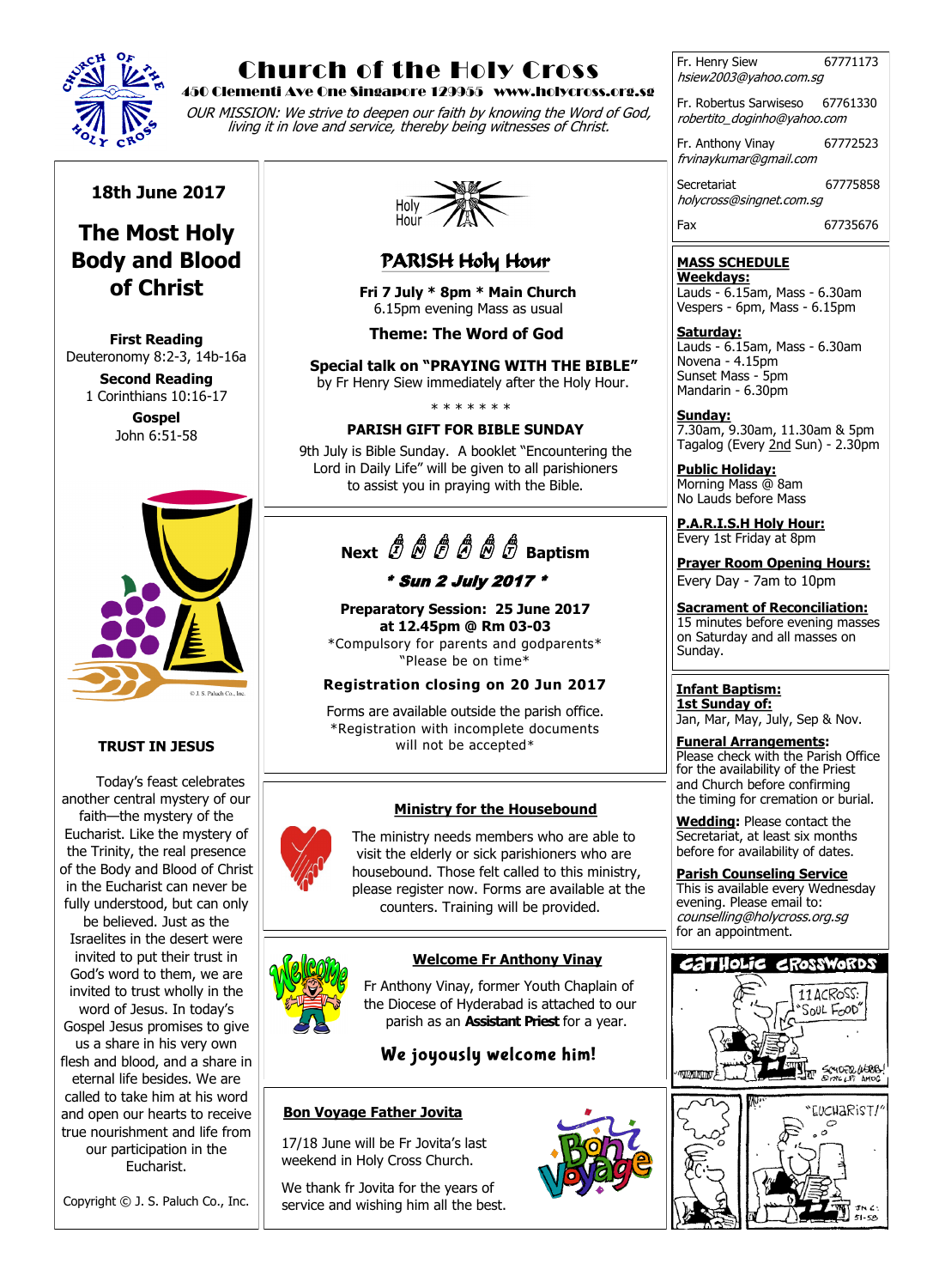# Church of the Holy Cross

**450 Clementi Ave One Singapore 129955 www.holycross.org.sg**

*OUR MISSION: We strive to deepen our faith by knowing the Word of God, living it in love and service, thereby being witnesses of Christ.*

## 18th June 2017

## The Most Holy Body and Blood of Christ

**First Reading**
Deuteronomy 8:2-3, 14b-16a

**Second Reading**
1 Corinthians 10:16-17

**Gospel**
John 6:51-58

### TRUST IN JESUS

Today's feast celebrates another central mystery of our faith—the mystery of the Eucharist. Like the mystery of the Trinity, the real presence of the Body and Blood of Christ in the Eucharist can never be fully understood, but can only be believed. Just as the Israelites in the desert were invited to put their trust in God's word to them, we are invited to trust wholly in the word of Jesus. In today's Gospel Jesus promises to give us a share in his very own flesh and blood, and a share in eternal life besides. We are called to take him at his word and open our hearts to receive true nourishment and life from our participation in the Eucharist.

Copyright © J. S. Paluch Co., Inc.

## PARISH Holy Hour

**Fri 7 July * 8pm * Main Church**
6.15pm evening Mass as usual

**Theme: The Word of God**

**Special talk on "PRAYING WITH THE BIBLE"**
by Fr Henry Siew immediately after the Holy Hour.

\* \* \* \* \* \* \*

**PARISH GIFT FOR BIBLE SUNDAY**

9th July is Bible Sunday. A booklet "Encountering the Lord in Daily Life" will be given to all parishioners to assist you in praying with the Bible.

## Next INFANT Baptism

***\* Sun 2 July 2017 \****

**Preparatory Session: 25 June 2017 at 12.45pm @ Rm 03-03**
\*Compulsory for parents and godparents\*
"Please be on time\*

**Registration closing on 20 Jun 2017**

Forms are available outside the parish office.
\*Registration with incomplete documents will not be accepted\*

### Ministry for the Housebound

The ministry needs members who are able to visit the elderly or sick parishioners who are housebound. Those felt called to this ministry, please register now. Forms are available at the counters. Training will be provided.

### Welcome Fr Anthony Vinay

Fr Anthony Vinay, former Youth Chaplain of the Diocese of Hyderabad is attached to our parish as an **Assistant Priest** for a year.

**We joyously welcome him!**

### Bon Voyage Father Jovita

17/18 June will be Fr Jovita's last weekend in Holy Cross Church.

We thank fr Jovita for the years of service and wishing him all the best.

---

Fr. Henry Siew 67771173
*hsiew2003@yahoo.com.sg*

Fr. Robertus Sarwiseso 67761330
*robertito_doginho@yahoo.com*

Fr. Anthony Vinay 67772523
*frvinaykumar@gmail.com*

Secretariat 67775858
*holycross@singnet.com.sg*

Fax 67735676

**MASS SCHEDULE**

**Weekdays:**
Lauds - 6.15am, Mass - 6.30am
Vespers - 6pm, Mass - 6.15pm

**Saturday:**
Lauds - 6.15am, Mass - 6.30am
Novena - 4.15pm
Sunset Mass - 5pm
Mandarin - 6.30pm

**Sunday:**
7.30am, 9.30am, 11.30am & 5pm
Tagalog (Every 2nd Sun) - 2.30pm

**Public Holiday:**
Morning Mass @ 8am
No Lauds before Mass

**P.A.R.I.S.H Holy Hour:**
Every 1st Friday at 8pm

**Prayer Room Opening Hours:**
Every Day - 7am to 10pm

**Sacrament of Reconciliation:**
15 minutes before evening masses on Saturday and all masses on Sunday.

**Infant Baptism:**
**1st Sunday of:**
Jan, Mar, May, July, Sep & Nov.

**Funeral Arrangements:**
Please check with the Parish Office for the availability of the Priest and Church before confirming the timing for cremation or burial.

**Wedding:** Please contact the Secretariat, at least six months before for availability of dates.

**Parish Counseling Service**
This is available every Wednesday evening. Please email to: *counselling@holycross.org.sg* for an appointment.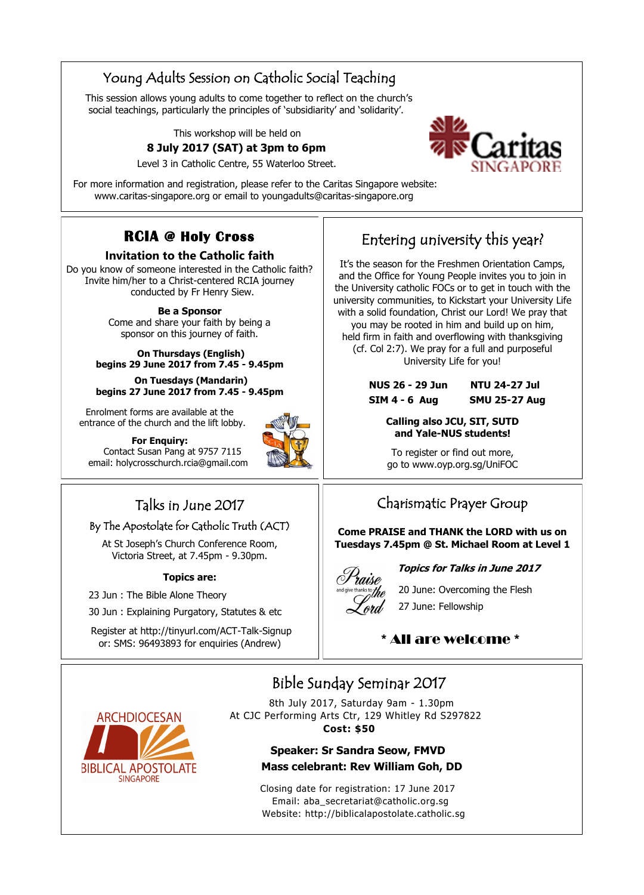## Young Adults Session on Catholic Social Teaching

This session allows young adults to come together to reflect on the church's social teachings, particularly the principles of 'subsidiarity' and 'solidarity'.

This workshop will be held on
**8 July 2017 (SAT) at 3pm to 6pm**
Level 3 in Catholic Centre, 55 Waterloo Street.

Caritas SINGAPORE

For more information and registration, please refer to the Caritas Singapore website: www.caritas-singapore.org or email to youngadults@caritas-singapore.org

## RCIA @ Holy Cross

### Invitation to the Catholic faith

Do you know of someone interested in the Catholic faith? Invite him/her to a Christ-centered RCIA journey conducted by Fr Henry Siew.

**Be a Sponsor**
Come and share your faith by being a sponsor on this journey of faith.

**On Thursdays (English)**
**begins 29 June 2017 from 7.45 - 9.45pm**

**On Tuesdays (Mandarin)**
**begins 27 June 2017 from 7.45 - 9.45pm**

Enrolment forms are available at the entrance of the church and the lift lobby.

**For Enquiry:**
Contact Susan Pang at 9757 7115
email: holycrosschurch.rcia@gmail.com

## Entering university this year?

It's the season for the Freshmen Orientation Camps, and the Office for Young People invites you to join in the University catholic FOCs or to get in touch with the university communities, to Kickstart your University Life with a solid foundation, Christ our Lord! We pray that you may be rooted in him and build up on him, held firm in faith and overflowing with thanksgiving (cf. Col 2:7). We pray for a full and purposeful University Life for you!

| | |
|---|---|
| **NUS 26 - 29 Jun** | **NTU 24-27 Jul** |
| **SIM 4 - 6 Aug** | **SMU 25-27 Aug** |

**Calling also JCU, SIT, SUTD and Yale-NUS students!**

To register or find out more, go to www.oyp.org.sg/UniFOC

## Talks in June 2017

### By The Apostolate for Catholic Truth (ACT)

At St Joseph's Church Conference Room, Victoria Street, at 7.45pm - 9.30pm.

**Topics are:**

23 Jun : The Bible Alone Theory

30 Jun : Explaining Purgatory, Statutes & etc

Register at http://tinyurl.com/ACT-Talk-Signup
or: SMS: 96493893 for enquiries (Andrew)

## Charismatic Prayer Group

**Come PRAISE and THANK the LORD with us on Tuesdays 7.45pm @ St. Michael Room at Level 1**

***Topics for Talks in June 2017***

20 June: Overcoming the Flesh

27 June: Fellowship

**\* All are welcome \***

## Bible Sunday Seminar 2017

ARCHDIOCESAN BIBLICAL APOSTOLATE SINGAPORE

8th July 2017, Saturday 9am - 1.30pm
At CJC Performing Arts Ctr, 129 Whitley Rd S297822
**Cost: $50**

**Speaker: Sr Sandra Seow, FMVD**
**Mass celebrant: Rev William Goh, DD**

Closing date for registration: 17 June 2017
Email: aba_secretariat@catholic.org.sg
Website: http://biblicalapostolate.catholic.sg